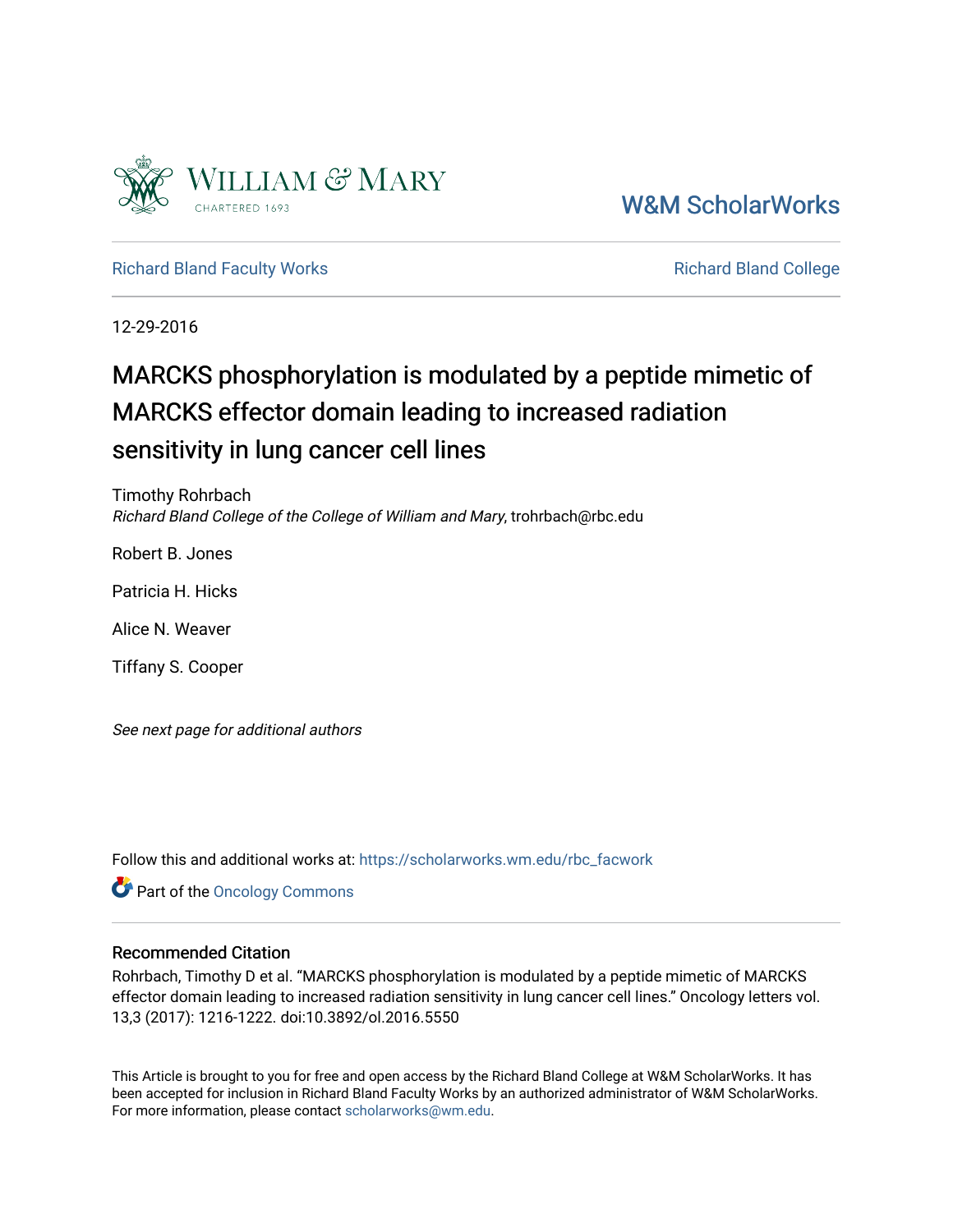William & Mary

CHARTERED 1693

W&M ScholarWorks

Richard Bland Faculty Works

Richard Bland College

12-29-2016

# MARCKS phosphorylation is modulated by a peptide mimetic of MARCKS effector domain leading to increased radiation sensitivity in lung cancer cell lines

Timothy Rohrbach
*Richard Bland College of the College of William and Mary*, trohrbach@rbc.edu

Robert B. Jones

Patricia H. Hicks

Alice N. Weaver

Tiffany S. Cooper

*See next page for additional authors*

Follow this and additional works at: https://scholarworks.wm.edu/rbc_facwork

Part of the Oncology Commons

## Recommended Citation

Rohrbach, Timothy D et al. "MARCKS phosphorylation is modulated by a peptide mimetic of MARCKS effector domain leading to increased radiation sensitivity in lung cancer cell lines." Oncology letters vol. 13,3 (2017): 1216-1222. doi:10.3892/ol.2016.5550

This Article is brought to you for free and open access by the Richard Bland College at W&M ScholarWorks. It has been accepted for inclusion in Richard Bland Faculty Works by an authorized administrator of W&M ScholarWorks. For more information, please contact scholarworks@wm.edu.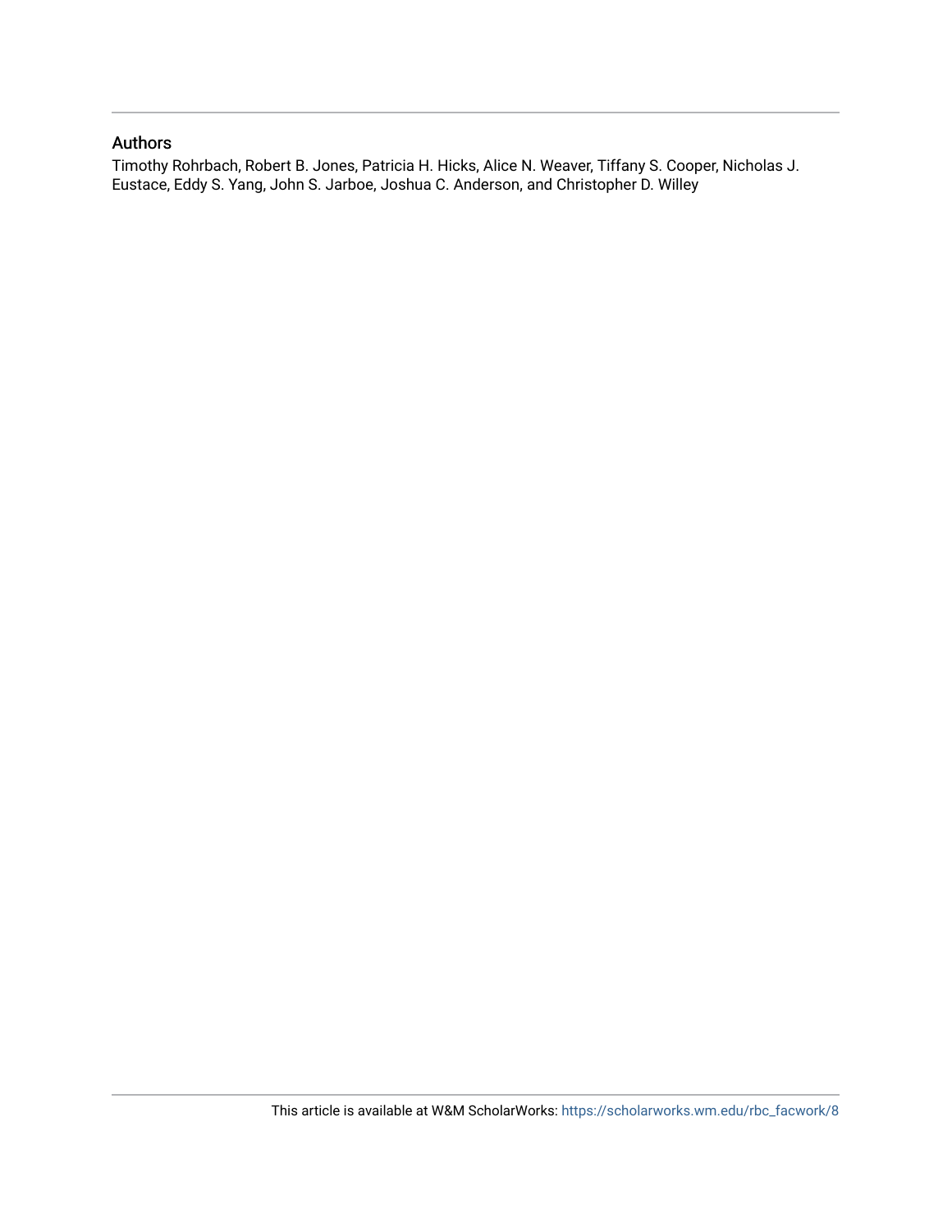## Authors

Timothy Rohrbach, Robert B. Jones, Patricia H. Hicks, Alice N. Weaver, Tiffany S. Cooper, Nicholas J. Eustace, Eddy S. Yang, John S. Jarboe, Joshua C. Anderson, and Christopher D. Willey

This article is available at W&M ScholarWorks: https://scholarworks.wm.edu/rbc_facwork/8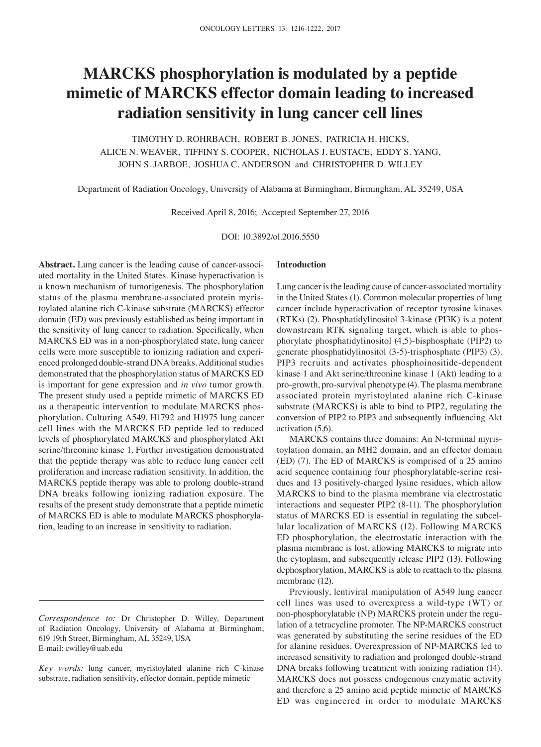# MARCKS phosphorylation is modulated by a peptide mimetic of MARCKS effector domain leading to increased radiation sensitivity in lung cancer cell lines

TIMOTHY D. ROHRBACH, ROBERT B. JONES, PATRICIA H. HICKS, ALICE N. WEAVER, TIFFINY S. COOPER, NICHOLAS J. EUSTACE, EDDY S. YANG, JOHN S. JARBOE, JOSHUA C. ANDERSON and CHRISTOPHER D. WILLEY

Department of Radiation Oncology, University of Alabama at Birmingham, Birmingham, AL 35249, USA

Received April 8, 2016; Accepted September 27, 2016

DOI: 10.3892/ol.2016.5550

**Abstract.** Lung cancer is the leading cause of cancer-associated mortality in the United States. Kinase hyperactivation is a known mechanism of tumorigenesis. The phosphorylation status of the plasma membrane-associated protein myristoylated alanine rich C-kinase substrate (MARCKS) effector domain (ED) was previously established as being important in the sensitivity of lung cancer to radiation. Specifically, when MARCKS ED was in a non-phosphorylated state, lung cancer cells were more susceptible to ionizing radiation and experienced prolonged double-strand DNA breaks. Additional studies demonstrated that the phosphorylation status of MARCKS ED is important for gene expression and *in vivo* tumor growth. The present study used a peptide mimetic of MARCKS ED as a therapeutic intervention to modulate MARCKS phosphorylation. Culturing A549, H1792 and H1975 lung cancer cell lines with the MARCKS ED peptide led to reduced levels of phosphorylated MARCKS and phosphorylated Akt serine/threonine kinase 1. Further investigation demonstrated that the peptide therapy was able to reduce lung cancer cell proliferation and increase radiation sensitivity. In addition, the MARCKS peptide therapy was able to prolong double-strand DNA breaks following ionizing radiation exposure. The results of the present study demonstrate that a peptide mimetic of MARCKS ED is able to modulate MARCKS phosphorylation, leading to an increase in sensitivity to radiation.

*Correspondence to:* Dr Christopher D. Willey, Department of Radiation Oncology, University of Alabama at Birmingham, 619 19th Street, Birmingham, AL 35249, USA
E-mail: cwilley@uab.edu

*Key words:* lung cancer, myristoylated alanine rich C-kinase substrate, radiation sensitivity, effector domain, peptide mimetic

## Introduction

Lung cancer is the leading cause of cancer-associated mortality in the United States (1). Common molecular properties of lung cancer include hyperactivation of receptor tyrosine kinases (RTKs) (2). Phosphatidylinositol 3-kinase (PI3K) is a potent downstream RTK signaling target, which is able to phosphorylate phosphatidylinositol (4,5)-bisphosphate (PIP2) to generate phosphatidylinositol (3-5)-trisphosphate (PIP3) (3). PIP3 recruits and activates phosphoinositide-dependent kinase 1 and Akt serine/threonine kinase 1 (Akt) leading to a pro-growth, pro-survival phenotype (4). The plasma membrane associated protein myristoylated alanine rich C-kinase substrate (MARCKS) is able to bind to PIP2, regulating the conversion of PIP2 to PIP3 and subsequently influencing Akt activation (5,6).

MARCKS contains three domains: An N-terminal myristoylation domain, an MH2 domain, and an effector domain (ED) (7). The ED of MARCKS is comprised of a 25 amino acid sequence containing four phosphorylatable-serine residues and 13 positively-charged lysine residues, which allow MARCKS to bind to the plasma membrane via electrostatic interactions and sequester PIP2 (8-11). The phosphorylation status of MARCKS ED is essential in regulating the subcellular localization of MARCKS (12). Following MARCKS ED phosphorylation, the electrostatic interaction with the plasma membrane is lost, allowing MARCKS to migrate into the cytoplasm, and subsequently release PIP2 (13). Following dephosphorylation, MARCKS is able to reattach to the plasma membrane (12).

Previously, lentiviral manipulation of A549 lung cancer cell lines was used to overexpress a wild-type (WT) or non-phosphorylatable (NP) MARCKS protein under the regulation of a tetracycline promoter. The NP-MARCKS construct was generated by substituting the serine residues of the ED for alanine residues. Overexpression of NP-MARCKS led to increased sensitivity to radiation and prolonged double-strand DNA breaks following treatment with ionizing radiation (14). MARCKS does not possess endogenous enzymatic activity and therefore a 25 amino acid peptide mimetic of MARCKS ED was engineered in order to modulate MARCKS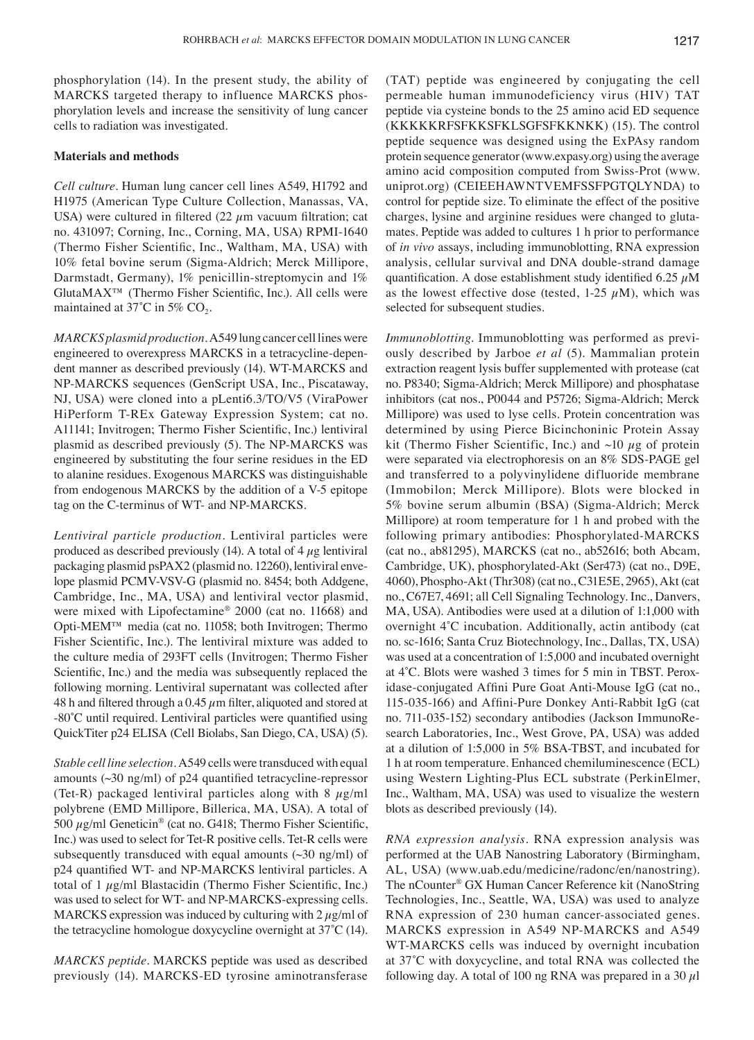phosphorylation (14). In the present study, the ability of MARCKS targeted therapy to influence MARCKS phosphorylation levels and increase the sensitivity of lung cancer cells to radiation was investigated.

## Materials and methods

*Cell culture.* Human lung cancer cell lines A549, H1792 and H1975 (American Type Culture Collection, Manassas, VA, USA) were cultured in filtered (22 $\mu$m vacuum filtration; cat no. 431097; Corning, Inc., Corning, MA, USA) RPMI-1640 (Thermo Fisher Scientific, Inc., Waltham, MA, USA) with 10% fetal bovine serum (Sigma-Aldrich; Merck Millipore, Darmstadt, Germany), 1% penicillin-streptomycin and 1% GlutaMAX™ (Thermo Fisher Scientific, Inc.). All cells were maintained at 37˚C in 5% $CO_2$.

*MARCKS plasmid production.* A549 lung cancer cell lines were engineered to overexpress MARCKS in a tetracycline-dependent manner as described previously (14). WT-MARCKS and NP-MARCKS sequences (GenScript USA, Inc., Piscataway, NJ, USA) were cloned into a pLenti6.3/TO/V5 (ViraPower HiPerform T-REx Gateway Expression System; cat no. A11141; Invitrogen; Thermo Fisher Scientific, Inc.) lentiviral plasmid as described previously (5). The NP-MARCKS was engineered by substituting the four serine residues in the ED to alanine residues. Exogenous MARCKS was distinguishable from endogenous MARCKS by the addition of a V-5 epitope tag on the C-terminus of WT- and NP-MARCKS.

*Lentiviral particle production.* Lentiviral particles were produced as described previously (14). A total of 4 $\mu$g lentiviral packaging plasmid psPAX2 (plasmid no. 12260), lentiviral envelope plasmid PCMV-VSV-G (plasmid no. 8454; both Addgene, Cambridge, Inc., MA, USA) and lentiviral vector plasmid, were mixed with Lipofectamine® 2000 (cat no. 11668) and Opti-MEM™ media (cat no. 11058; both Invitrogen; Thermo Fisher Scientific, Inc.). The lentiviral mixture was added to the culture media of 293FT cells (Invitrogen; Thermo Fisher Scientific, Inc.) and the media was subsequently replaced the following morning. Lentiviral supernatant was collected after 48 h and filtered through a 0.45 $\mu$m filter, aliquoted and stored at -80˚C until required. Lentiviral particles were quantified using QuickTiter p24 ELISA (Cell Biolabs, San Diego, CA, USA) (5).

*Stable cell line selection.* A549 cells were transduced with equal amounts (~30 ng/ml) of p24 quantified tetracycline-repressor (Tet-R) packaged lentiviral particles along with 8 $\mu$g/ml polybrene (EMD Millipore, Billerica, MA, USA). A total of 500 $\mu$g/ml Geneticin® (cat no. G418; Thermo Fisher Scientific, Inc.) was used to select for Tet-R positive cells. Tet-R cells were subsequently transduced with equal amounts (~30 ng/ml) of p24 quantified WT- and NP-MARCKS lentiviral particles. A total of 1 $\mu$g/ml Blastacidin (Thermo Fisher Scientific, Inc.) was used to select for WT- and NP-MARCKS-expressing cells. MARCKS expression was induced by culturing with 2 $\mu$g/ml of the tetracycline homologue doxycycline overnight at 37˚C (14).

*MARCKS peptide.* MARCKS peptide was used as described previously (14). MARCKS-ED tyrosine aminotransferase (TAT) peptide was engineered by conjugating the cell permeable human immunodeficiency virus (HIV) TAT peptide via cysteine bonds to the 25 amino acid ED sequence (KKKKKRFSFKKSFKLSGFSFKKNKK) (15). The control peptide sequence was designed using the ExPAsy random protein sequence generator (www.expasy.org) using the average amino acid composition computed from Swiss-Prot (www.uniprot.org) (CEIEEHAWNTVEMFSSFPGTQLYNDA) to control for peptide size. To eliminate the effect of the positive charges, lysine and arginine residues were changed to glutamates. Peptide was added to cultures 1 h prior to performance of *in vivo* assays, including immunoblotting, RNA expression analysis, cellular survival and DNA double-strand damage quantification. A dose establishment study identified 6.25 $\mu$M as the lowest effective dose (tested, 1-25 $\mu$M), which was selected for subsequent studies.

*Immunoblotting.* Immunoblotting was performed as previously described by Jarboe *et al* (5). Mammalian protein extraction reagent lysis buffer supplemented with protease (cat no. P8340; Sigma-Aldrich; Merck Millipore) and phosphatase inhibitors (cat nos., P0044 and P5726; Sigma-Aldrich; Merck Millipore) was used to lyse cells. Protein concentration was determined by using Pierce Bicinchoninic Protein Assay kit (Thermo Fisher Scientific, Inc.) and ~10 $\mu$g of protein were separated via electrophoresis on an 8% SDS-PAGE gel and transferred to a polyvinylidene difluoride membrane (Immobilon; Merck Millipore). Blots were blocked in 5% bovine serum albumin (BSA) (Sigma-Aldrich; Merck Millipore) at room temperature for 1 h and probed with the following primary antibodies: Phosphorylated-MARCKS (cat no., ab81295), MARCKS (cat no., ab52616; both Abcam, Cambridge, UK), phosphorylated-Akt (Ser473) (cat no., D9E, 4060), Phospho-Akt (Thr308) (cat no., C31E5E, 2965), Akt (cat no., C67E7, 4691; all Cell Signaling Technology. Inc., Danvers, MA, USA). Antibodies were used at a dilution of 1:1,000 with overnight 4˚C incubation. Additionally, actin antibody (cat no. sc-1616; Santa Cruz Biotechnology, Inc., Dallas, TX, USA) was used at a concentration of 1:5,000 and incubated overnight at 4˚C. Blots were washed 3 times for 5 min in TBST. Peroxidase-conjugated Affini Pure Goat Anti-Mouse IgG (cat no., 115-035-166) and Affini-Pure Donkey Anti-Rabbit IgG (cat no. 711-035-152) secondary antibodies (Jackson ImmunoResearch Laboratories, Inc., West Grove, PA, USA) was added at a dilution of 1:5,000 in 5% BSA-TBST, and incubated for 1 h at room temperature. Enhanced chemiluminescence (ECL) using Western Lighting-Plus ECL substrate (PerkinElmer, Inc., Waltham, MA, USA) was used to visualize the western blots as described previously (14).

*RNA expression analysis.* RNA expression analysis was performed at the UAB Nanostring Laboratory (Birmingham, AL, USA) (www.uab.edu/medicine/radonc/en/nanostring). The nCounter® GX Human Cancer Reference kit (NanoString Technologies, Inc., Seattle, WA, USA) was used to analyze RNA expression of 230 human cancer-associated genes. MARCKS expression in A549 NP-MARCKS and A549 WT-MARCKS cells was induced by overnight incubation at 37˚C with doxycycline, and total RNA was collected the following day. A total of 100 ng RNA was prepared in a 30 $\mu$l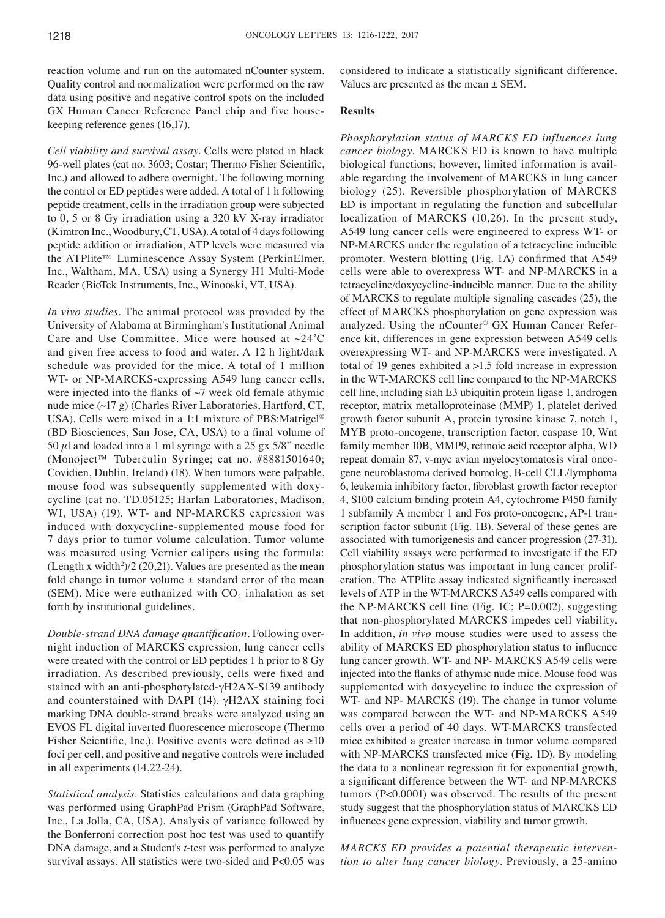reaction volume and run on the automated nCounter system. Quality control and normalization were performed on the raw data using positive and negative control spots on the included GX Human Cancer Reference Panel chip and five housekeeping reference genes (16,17).

*Cell viability and survival assay.* Cells were plated in black 96-well plates (cat no. 3603; Costar; Thermo Fisher Scientific, Inc.) and allowed to adhere overnight. The following morning the control or ED peptides were added. A total of 1 h following peptide treatment, cells in the irradiation group were subjected to 0, 5 or 8 Gy irradiation using a 320 kV X-ray irradiator (Kimtron Inc., Woodbury, CT, USA). A total of 4 days following peptide addition or irradiation, ATP levels were measured via the ATPlite™ Luminescence Assay System (PerkinElmer, Inc., Waltham, MA, USA) using a Synergy H1 Multi-Mode Reader (BioTek Instruments, Inc., Winooski, VT, USA).

*In vivo studies.* The animal protocol was provided by the University of Alabama at Birmingham's Institutional Animal Care and Use Committee. Mice were housed at ~24˚C and given free access to food and water. A 12 h light/dark schedule was provided for the mice. A total of 1 million WT- or NP-MARCKS-expressing A549 lung cancer cells, were injected into the flanks of ~7 week old female athymic nude mice (~17 g) (Charles River Laboratories, Hartford, CT, USA). Cells were mixed in a 1:1 mixture of PBS:Matrigel® (BD Biosciences, San Jose, CA, USA) to a final volume of 50 $\mu$l and loaded into a 1 ml syringe with a 25 gx 5/8" needle (Monoject™ Tuberculin Syringe; cat no. #8881501640; Covidien, Dublin, Ireland) (18). When tumors were palpable, mouse food was subsequently supplemented with doxycycline (cat no. TD.05125; Harlan Laboratories, Madison, WI, USA) (19). WT- and NP-MARCKS expression was induced with doxycycline-supplemented mouse food for 7 days prior to tumor volume calculation. Tumor volume was measured using Vernier calipers using the formula: (Length x width$^2$)/2 (20,21). Values are presented as the mean fold change in tumor volume ± standard error of the mean (SEM). Mice were euthanized with $CO_2$ inhalation as set forth by institutional guidelines.

*Double-strand DNA damage quantification.* Following overnight induction of MARCKS expression, lung cancer cells were treated with the control or ED peptides 1 h prior to 8 Gy irradiation. As described previously, cells were fixed and stained with an anti-phosphorylated-γH2AX-S139 antibody and counterstained with DAPI (14). γH2AX staining foci marking DNA double-strand breaks were analyzed using an EVOS FL digital inverted fluorescence microscope (Thermo Fisher Scientific, Inc.). Positive events were defined as ≥10 foci per cell, and positive and negative controls were included in all experiments (14,22-24).

*Statistical analysis.* Statistics calculations and data graphing was performed using GraphPad Prism (GraphPad Software, Inc., La Jolla, CA, USA). Analysis of variance followed by the Bonferroni correction post hoc test was used to quantify DNA damage, and a Student's *t*-test was performed to analyze survival assays. All statistics were two-sided and P<0.05 was considered to indicate a statistically significant difference. Values are presented as the mean ± SEM.

## Results

*Phosphorylation status of MARCKS ED influences lung cancer biology.* MARCKS ED is known to have multiple biological functions; however, limited information is available regarding the involvement of MARCKS in lung cancer biology (25). Reversible phosphorylation of MARCKS ED is important in regulating the function and subcellular localization of MARCKS (10,26). In the present study, A549 lung cancer cells were engineered to express WT- or NP-MARCKS under the regulation of a tetracycline inducible promoter. Western blotting (Fig. 1A) confirmed that A549 cells were able to overexpress WT- and NP-MARCKS in a tetracycline/doxycycline-inducible manner. Due to the ability of MARCKS to regulate multiple signaling cascades (25), the effect of MARCKS phosphorylation on gene expression was analyzed. Using the nCounter® GX Human Cancer Reference kit, differences in gene expression between A549 cells overexpressing WT- and NP-MARCKS were investigated. A total of 19 genes exhibited a >1.5 fold increase in expression in the WT-MARCKS cell line compared to the NP-MARCKS cell line, including siah E3 ubiquitin protein ligase 1, androgen receptor, matrix metalloproteinase (MMP) 1, platelet derived growth factor subunit A, protein tyrosine kinase 7, notch 1, MYB proto-oncogene, transcription factor, caspase 10, Wnt family member 10B, MMP9, retinoic acid receptor alpha, WD repeat domain 87, v-myc avian myelocytomatosis viral oncogene neuroblastoma derived homolog, B-cell CLL/lymphoma 6, leukemia inhibitory factor, fibroblast growth factor receptor 4, S100 calcium binding protein A4, cytochrome P450 family 1 subfamily A member 1 and Fos proto-oncogene, AP-1 transcription factor subunit (Fig. 1B). Several of these genes are associated with tumorigenesis and cancer progression (27-31). Cell viability assays were performed to investigate if the ED phosphorylation status was important in lung cancer proliferation. The ATPlite assay indicated significantly increased levels of ATP in the WT-MARCKS A549 cells compared with the NP-MARCKS cell line (Fig. 1C; P=0.002), suggesting that non-phosphorylated MARCKS impedes cell viability. In addition, *in vivo* mouse studies were used to assess the ability of MARCKS ED phosphorylation status to influence lung cancer growth. WT- and NP- MARCKS A549 cells were injected into the flanks of athymic nude mice. Mouse food was supplemented with doxycycline to induce the expression of WT- and NP- MARCKS (19). The change in tumor volume was compared between the WT- and NP-MARCKS A549 cells over a period of 40 days. WT-MARCKS transfected mice exhibited a greater increase in tumor volume compared with NP-MARCKS transfected mice (Fig. 1D). By modeling the data to a nonlinear regression fit for exponential growth, a significant difference between the WT- and NP-MARCKS tumors (P<0.0001) was observed. The results of the present study suggest that the phosphorylation status of MARCKS ED influences gene expression, viability and tumor growth.

*MARCKS ED provides a potential therapeutic intervention to alter lung cancer biology.* Previously, a 25-amino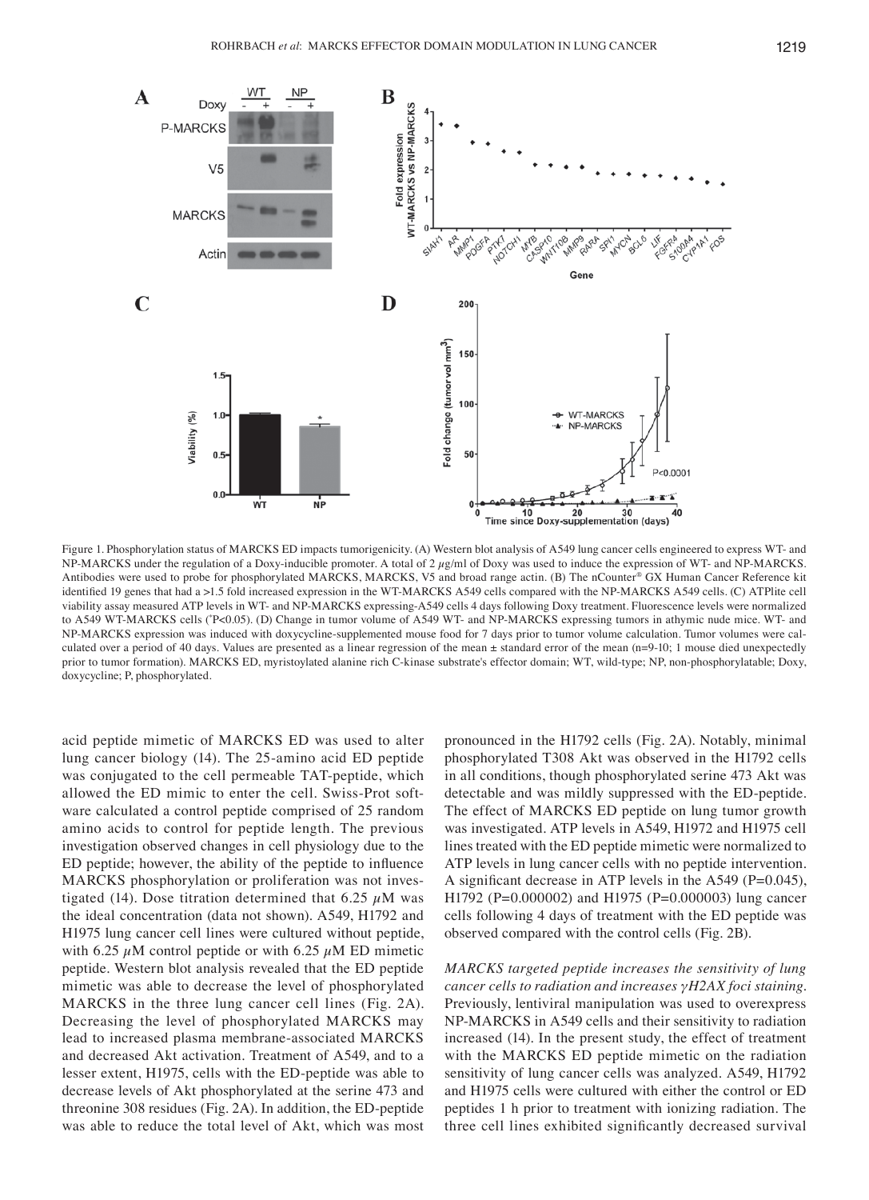Figure 1. Phosphorylation status of MARCKS ED impacts tumorigenicity. (A) Western blot analysis of A549 lung cancer cells engineered to express WT- and NP-MARCKS under the regulation of a Doxy-inducible promoter. A total of 2 µg/ml of Doxy was used to induce the expression of WT- and NP-MARCKS. Antibodies were used to probe for phosphorylated MARCKS, MARCKS, V5 and broad range actin. (B) The nCounter® GX Human Cancer Reference kit identified 19 genes that had a >1.5 fold increased expression in the WT-MARCKS A549 cells compared with the NP-MARCKS A549 cells. (C) ATPlite cell viability assay measured ATP levels in WT- and NP-MARCKS expressing-A549 cells 4 days following Doxy treatment. Fluorescence levels were normalized to A549 WT-MARCKS cells (*P<0.05). (D) Change in tumor volume of A549 WT- and NP-MARCKS expressing tumors in athymic nude mice. WT- and NP-MARCKS expression was induced with doxycycline-supplemented mouse food for 7 days prior to tumor volume calculation. Tumor volumes were calculated over a period of 40 days. Values are presented as a linear regression of the mean ± standard error of the mean (n=9-10; 1 mouse died unexpectedly prior to tumor formation). MARCKS ED, myristoylated alanine rich C-kinase substrate's effector domain; WT, wild-type; NP, non-phosphorylatable; Doxy, doxycycline; P, phosphorylated.

acid peptide mimetic of MARCKS ED was used to alter lung cancer biology (14). The 25-amino acid ED peptide was conjugated to the cell permeable TAT-peptide, which allowed the ED mimic to enter the cell. Swiss-Prot software calculated a control peptide comprised of 25 random amino acids to control for peptide length. The previous investigation observed changes in cell physiology due to the ED peptide; however, the ability of the peptide to influence MARCKS phosphorylation or proliferation was not investigated (14). Dose titration determined that 6.25 µM was the ideal concentration (data not shown). A549, H1792 and H1975 lung cancer cell lines were cultured without peptide, with 6.25 µM control peptide or with 6.25 µM ED mimetic peptide. Western blot analysis revealed that the ED peptide mimetic was able to decrease the level of phosphorylated MARCKS in the three lung cancer cell lines (Fig. 2A). Decreasing the level of phosphorylated MARCKS may lead to increased plasma membrane-associated MARCKS and decreased Akt activation. Treatment of A549, and to a lesser extent, H1975, cells with the ED-peptide was able to decrease levels of Akt phosphorylated at the serine 473 and threonine 308 residues (Fig. 2A). In addition, the ED-peptide was able to reduce the total level of Akt, which was most pronounced in the H1792 cells (Fig. 2A). Notably, minimal phosphorylated T308 Akt was observed in the H1792 cells in all conditions, though phosphorylated serine 473 Akt was detectable and was mildly suppressed with the ED-peptide. The effect of MARCKS ED peptide on lung tumor growth was investigated. ATP levels in A549, H1972 and H1975 cell lines treated with the ED peptide mimetic were normalized to ATP levels in lung cancer cells with no peptide intervention. A significant decrease in ATP levels in the A549 (P=0.045), H1792 (P=0.000002) and H1975 (P=0.000003) lung cancer cells following 4 days of treatment with the ED peptide was observed compared with the control cells (Fig. 2B).

*MARCKS targeted peptide increases the sensitivity of lung cancer cells to radiation and increases γH2AX foci staining.* Previously, lentiviral manipulation was used to overexpress NP-MARCKS in A549 cells and their sensitivity to radiation increased (14). In the present study, the effect of treatment with the MARCKS ED peptide mimetic on the radiation sensitivity of lung cancer cells was analyzed. A549, H1792 and H1975 cells were cultured with either the control or ED peptides 1 h prior to treatment with ionizing radiation. The three cell lines exhibited significantly decreased survival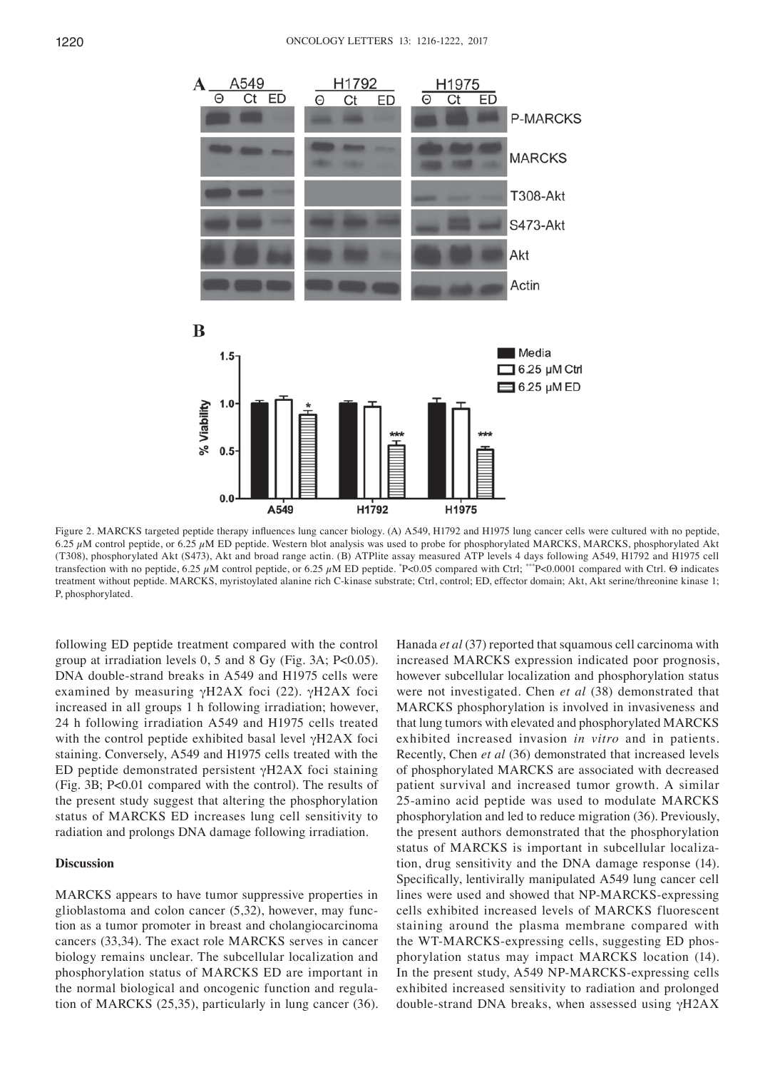Figure 2. MARCKS targeted peptide therapy influences lung cancer biology. (A) A549, H1792 and H1975 lung cancer cells were cultured with no peptide, 6.25 µM control peptide, or 6.25 µM ED peptide. Western blot analysis was used to probe for phosphorylated MARCKS, MARCKS, phosphorylated Akt (T308), phosphorylated Akt (S473), Akt and broad range actin. (B) ATPlite assay measured ATP levels 4 days following A549, H1792 and H1975 cell transfection with no peptide, 6.25 µM control peptide, or 6.25 µM ED peptide. *P<0.05 compared with Ctrl; ***P<0.0001 compared with Ctrl. Θ indicates treatment without peptide. MARCKS, myristoylated alanine rich C-kinase substrate; Ctrl, control; ED, effector domain; Akt, Akt serine/threonine kinase 1; P, phosphorylated.

following ED peptide treatment compared with the control group at irradiation levels 0, 5 and 8 Gy (Fig. 3A; P<0.05). DNA double-strand breaks in A549 and H1975 cells were examined by measuring γH2AX foci (22). γH2AX foci increased in all groups 1 h following irradiation; however, 24 h following irradiation A549 and H1975 cells treated with the control peptide exhibited basal level γH2AX foci staining. Conversely, A549 and H1975 cells treated with the ED peptide demonstrated persistent γH2AX foci staining (Fig. 3B; P<0.01 compared with the control). The results of the present study suggest that altering the phosphorylation status of MARCKS ED increases lung cell sensitivity to radiation and prolongs DNA damage following irradiation.

## Discussion

MARCKS appears to have tumor suppressive properties in glioblastoma and colon cancer (5,32), however, may function as a tumor promoter in breast and cholangiocarcinoma cancers (33,34). The exact role MARCKS serves in cancer biology remains unclear. The subcellular localization and phosphorylation status of MARCKS ED are important in the normal biological and oncogenic function and regulation of MARCKS (25,35), particularly in lung cancer (36). Hanada *et al* (37) reported that squamous cell carcinoma with increased MARCKS expression indicated poor prognosis, however subcellular localization and phosphorylation status were not investigated. Chen *et al* (38) demonstrated that MARCKS phosphorylation is involved in invasiveness and that lung tumors with elevated and phosphorylated MARCKS exhibited increased invasion *in vitro* and in patients. Recently, Chen *et al* (36) demonstrated that increased levels of phosphorylated MARCKS are associated with decreased patient survival and increased tumor growth. A similar 25-amino acid peptide was used to modulate MARCKS phosphorylation and led to reduce migration (36). Previously, the present authors demonstrated that the phosphorylation status of MARCKS is important in subcellular localization, drug sensitivity and the DNA damage response (14). Specifically, lentivirally manipulated A549 lung cancer cell lines were used and showed that NP-MARCKS-expressing cells exhibited increased levels of MARCKS fluorescent staining around the plasma membrane compared with the WT-MARCKS-expressing cells, suggesting ED phosphorylation status may impact MARCKS location (14). In the present study, A549 NP-MARCKS-expressing cells exhibited increased sensitivity to radiation and prolonged double-strand DNA breaks, when assessed using γH2AX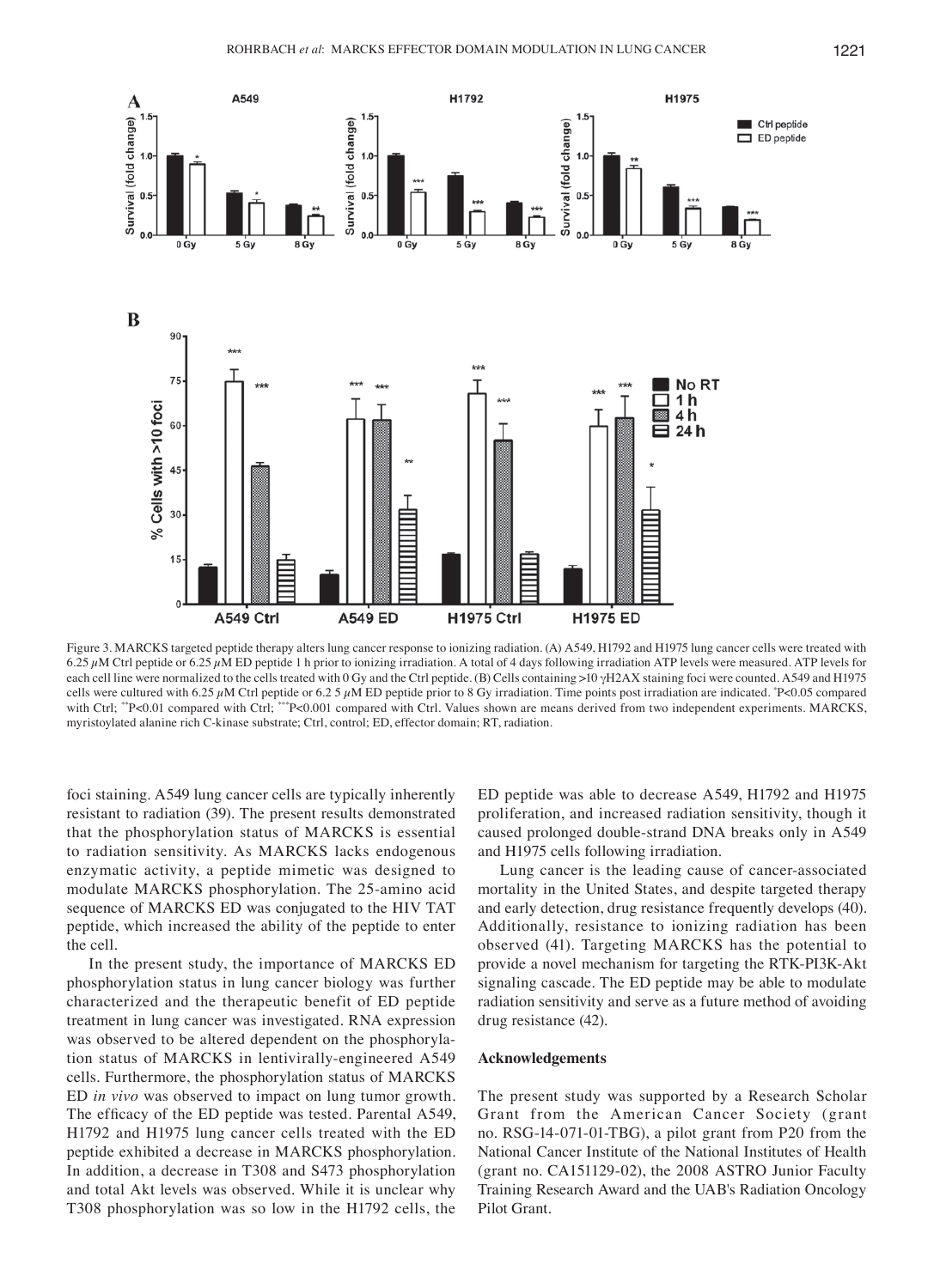Figure 3. MARCKS targeted peptide therapy alters lung cancer response to ionizing radiation. (A) A549, H1792 and H1975 lung cancer cells were treated with 6.25 $\mu$M Ctrl peptide or 6.25 $\mu$M ED peptide 1 h prior to ionizing irradiation. A total of 4 days following irradiation ATP levels were measured. ATP levels for each cell line were normalized to the cells treated with 0 Gy and the Ctrl peptide. (B) Cells containing >10 γH2AX staining foci were counted. A549 and H1975 cells were cultured with 6.25 $\mu$M Ctrl peptide or 6.2 5 $\mu$M ED peptide prior to 8 Gy irradiation. Time points post irradiation are indicated. *P<0.05 compared with Ctrl; **P<0.01 compared with Ctrl; ***P<0.001 compared with Ctrl. Values shown are means derived from two independent experiments. MARCKS, myristoylated alanine rich C-kinase substrate; Ctrl, control; ED, effector domain; RT, radiation.

foci staining. A549 lung cancer cells are typically inherently resistant to radiation (39). The present results demonstrated that the phosphorylation status of MARCKS is essential to radiation sensitivity. As MARCKS lacks endogenous enzymatic activity, a peptide mimetic was designed to modulate MARCKS phosphorylation. The 25-amino acid sequence of MARCKS ED was conjugated to the HIV TAT peptide, which increased the ability of the peptide to enter the cell.

In the present study, the importance of MARCKS ED phosphorylation status in lung cancer biology was further characterized and the therapeutic benefit of ED peptide treatment in lung cancer was investigated. RNA expression was observed to be altered dependent on the phosphorylation status of MARCKS in lentivirally-engineered A549 cells. Furthermore, the phosphorylation status of MARCKS ED *in vivo* was observed to impact on lung tumor growth. The efficacy of the ED peptide was tested. Parental A549, H1792 and H1975 lung cancer cells treated with the ED peptide exhibited a decrease in MARCKS phosphorylation. In addition, a decrease in T308 and S473 phosphorylation and total Akt levels was observed. While it is unclear why T308 phosphorylation was so low in the H1792 cells, the ED peptide was able to decrease A549, H1792 and H1975 proliferation, and increased radiation sensitivity, though it caused prolonged double-strand DNA breaks only in A549 and H1975 cells following irradiation.

Lung cancer is the leading cause of cancer-associated mortality in the United States, and despite targeted therapy and early detection, drug resistance frequently develops (40). Additionally, resistance to ionizing radiation has been observed (41). Targeting MARCKS has the potential to provide a novel mechanism for targeting the RTK-PI3K-Akt signaling cascade. The ED peptide may be able to modulate radiation sensitivity and serve as a future method of avoiding drug resistance (42).

## Acknowledgements

The present study was supported by a Research Scholar Grant from the American Cancer Society (grant no. RSG-14-071-01-TBG), a pilot grant from P20 from the National Cancer Institute of the National Institutes of Health (grant no. CA151129-02), the 2008 ASTRO Junior Faculty Training Research Award and the UAB's Radiation Oncology Pilot Grant.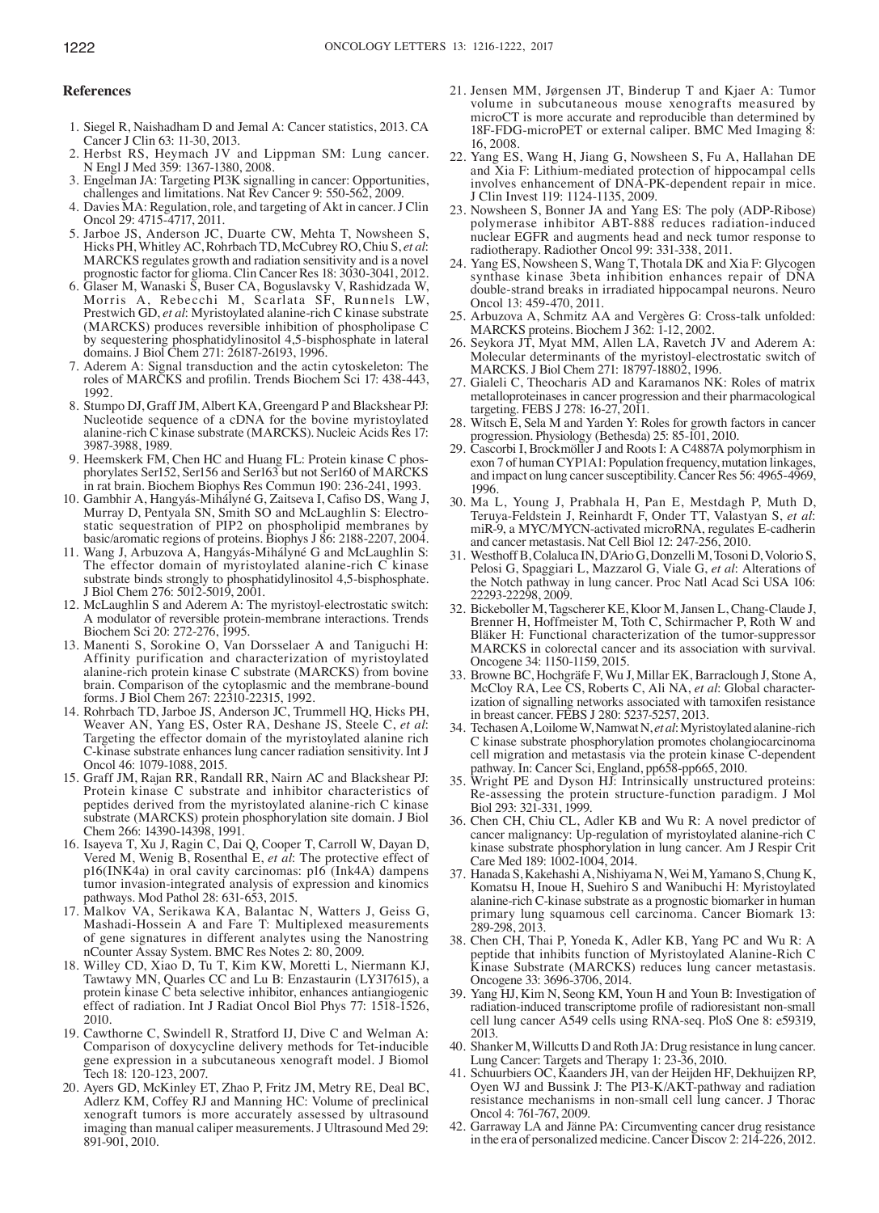## References

1. Siegel R, Naishadham D and Jemal A: Cancer statistics, 2013. CA Cancer J Clin 63: 11-30, 2013.
2. Herbst RS, Heymach JV and Lippman SM: Lung cancer. N Engl J Med 359: 1367-1380, 2008.
3. Engelman JA: Targeting PI3K signalling in cancer: Opportunities, challenges and limitations. Nat Rev Cancer 9: 550-562, 2009.
4. Davies MA: Regulation, role, and targeting of Akt in cancer. J Clin Oncol 29: 4715-4717, 2011.
5. Jarboe JS, Anderson JC, Duarte CW, Mehta T, Nowsheen S, Hicks PH, Whitley AC, Rohrbach TD, McCubrey RO, Chiu S, *et al*: MARCKS regulates growth and radiation sensitivity and is a novel prognostic factor for glioma. Clin Cancer Res 18: 3030-3041, 2012.
6. Glaser M, Wanaski S, Buser CA, Boguslavsky V, Rashidzada W, Morris A, Rebecchi M, Scarlata SF, Runnels LW, Prestwich GD, *et al*: Myristoylated alanine-rich C kinase substrate (MARCKS) produces reversible inhibition of phospholipase C by sequestering phosphatidylinositol 4,5-bisphosphate in lateral domains. J Biol Chem 271: 26187-26193, 1996.
7. Aderem A: Signal transduction and the actin cytoskeleton: The roles of MARCKS and profilin. Trends Biochem Sci 17: 438-443, 1992.
8. Stumpo DJ, Graff JM, Albert KA, Greengard P and Blackshear PJ: Nucleotide sequence of a cDNA for the bovine myristoylated alanine-rich C kinase substrate (MARCKS). Nucleic Acids Res 17: 3987-3988, 1989.
9. Heemskerk FM, Chen HC and Huang FL: Protein kinase C phosphorylates Ser152, Ser156 and Ser163 but not Ser160 of MARCKS in rat brain. Biochem Biophys Res Commun 190: 236-241, 1993.
10. Gambhir A, Hangyás-Mihályné G, Zaitseva I, Cafiso DS, Wang J, Murray D, Pentyala SN, Smith SO and McLaughlin S: Electrostatic sequestration of PIP2 on phospholipid membranes by basic/aromatic regions of proteins. Biophys J 86: 2188-2207, 2004.
11. Wang J, Arbuzova A, Hangyás-Mihályné G and McLaughlin S: The effector domain of myristoylated alanine-rich C kinase substrate binds strongly to phosphatidylinositol 4,5-bisphosphate. J Biol Chem 276: 5012-5019, 2001.
12. McLaughlin S and Aderem A: The myristoyl-electrostatic switch: A modulator of reversible protein-membrane interactions. Trends Biochem Sci 20: 272-276, 1995.
13. Manenti S, Sorokine O, Van Dorsselaer A and Taniguchi H: Affinity purification and characterization of myristoylated alanine-rich protein kinase C substrate (MARCKS) from bovine brain. Comparison of the cytoplasmic and the membrane-bound forms. J Biol Chem 267: 22310-22315, 1992.
14. Rohrbach TD, Jarboe JS, Anderson JC, Trummell HQ, Hicks PH, Weaver AN, Yang ES, Oster RA, Deshane JS, Steele C, *et al*: Targeting the effector domain of the myristoylated alanine rich C-kinase substrate enhances lung cancer radiation sensitivity. Int J Oncol 46: 1079-1088, 2015.
15. Graff JM, Rajan RR, Randall RR, Nairn AC and Blackshear PJ: Protein kinase C substrate and inhibitor characteristics of peptides derived from the myristoylated alanine-rich C kinase substrate (MARCKS) protein phosphorylation site domain. J Biol Chem 266: 14390-14398, 1991.
16. Isayeva T, Xu J, Ragin C, Dai Q, Cooper T, Carroll W, Dayan D, Vered M, Wenig B, Rosenthal E, *et al*: The protective effect of p16(INK4a) in oral cavity carcinomas: p16 (Ink4A) dampens tumor invasion-integrated analysis of expression and kinomics pathways. Mod Pathol 28: 631-653, 2015.
17. Malkov VA, Serikawa KA, Balantac N, Watters J, Geiss G, Mashadi-Hossein A and Fare T: Multiplexed measurements of gene signatures in different analytes using the Nanostring nCounter Assay System. BMC Res Notes 2: 80, 2009.
18. Willey CD, Xiao D, Tu T, Kim KW, Moretti L, Niermann KJ, Tawtawy MN, Quarles CC and Lu B: Enzastaurin (LY317615), a protein kinase C beta selective inhibitor, enhances antiangiogenic effect of radiation. Int J Radiat Oncol Biol Phys 77: 1518-1526, 2010.
19. Cawthorne C, Swindell R, Stratford IJ, Dive C and Welman A: Comparison of doxycycline delivery methods for Tet-inducible gene expression in a subcutaneous xenograft model. J Biomol Tech 18: 120-123, 2007.
20. Ayers GD, McKinley ET, Zhao P, Fritz JM, Metry RE, Deal BC, Adlerz KM, Coffey RJ and Manning HC: Volume of preclinical xenograft tumors is more accurately assessed by ultrasound imaging than manual caliper measurements. J Ultrasound Med 29: 891-901, 2010.
21. Jensen MM, Jørgensen JT, Binderup T and Kjaer A: Tumor volume in subcutaneous mouse xenografts measured by microCT is more accurate and reproducible than determined by 18F-FDG-microPET or external caliper. BMC Med Imaging 8: 16, 2008.
22. Yang ES, Wang H, Jiang G, Nowsheen S, Fu A, Hallahan DE and Xia F: Lithium-mediated protection of hippocampal cells involves enhancement of DNA-PK-dependent repair in mice. J Clin Invest 119: 1124-1135, 2009.
23. Nowsheen S, Bonner JA and Yang ES: The poly (ADP-Ribose) polymerase inhibitor ABT-888 reduces radiation-induced nuclear EGFR and augments head and neck tumor response to radiotherapy. Radiother Oncol 99: 331-338, 2011.
24. Yang ES, Nowsheen S, Wang T, Thotala DK and Xia F: Glycogen synthase kinase 3beta inhibition enhances repair of DNA double-strand breaks in irradiated hippocampal neurons. Neuro Oncol 13: 459-470, 2011.
25. Arbuzova A, Schmitz AA and Vergères G: Cross-talk unfolded: MARCKS proteins. Biochem J 362: 1-12, 2002.
26. Seykora JT, Myat MM, Allen LA, Ravetch JV and Aderem A: Molecular determinants of the myristoyl-electrostatic switch of MARCKS. J Biol Chem 271: 18797-18802, 1996.
27. Gialeli C, Theocharis AD and Karamanos NK: Roles of matrix metalloproteinases in cancer progression and their pharmacological targeting. FEBS J 278: 16-27, 2011.
28. Witsch E, Sela M and Yarden Y: Roles for growth factors in cancer progression. Physiology (Bethesda) 25: 85-101, 2010.
29. Cascorbi I, Brockmöller J and Roots I: A C4887A polymorphism in exon 7 of human CYP1A1: Population frequency, mutation linkages, and impact on lung cancer susceptibility. Cancer Res 56: 4965-4969, 1996.
30. Ma L, Young J, Prabhala H, Pan E, Mestdagh P, Muth D, Teruya-Feldstein J, Reinhardt F, Onder TT, Valastyan S, *et al*: miR-9, a MYC/MYCN-activated microRNA, regulates E-cadherin and cancer metastasis. Nat Cell Biol 12: 247-256, 2010.
31. Westhoff B, Colaluca IN, D'Ario G, Donzelli M, Tosoni D, Volorio S, Pelosi G, Spaggiari L, Mazzarol G, Viale G, *et al*: Alterations of the Notch pathway in lung cancer. Proc Natl Acad Sci USA 106: 22293-22298, 2009.
32. Bickeboller M, Tagscherer KE, Kloor M, Jansen L, Chang-Claude J, Brenner H, Hoffmeister M, Toth C, Schirmacher P, Roth W and Bläker H: Functional characterization of the tumor-suppressor MARCKS in colorectal cancer and its association with survival. Oncogene 34: 1150-1159, 2015.
33. Browne BC, Hochgräfe F, Wu J, Millar EK, Barraclough J, Stone A, McCloy RA, Lee CS, Roberts C, Ali NA, *et al*: Global characterization of signalling networks associated with tamoxifen resistance in breast cancer. FEBS J 280: 5237-5257, 2013.
34. Techasen A, Loilome W, Namwat N, *et al*: Myristoylated alanine-rich C kinase substrate phosphorylation promotes cholangiocarcinoma cell migration and metastasis via the protein kinase C-dependent pathway. In: Cancer Sci, England, pp658-pp665, 2010.
35. Wright PE and Dyson HJ: Intrinsically unstructured proteins: Re-assessing the protein structure-function paradigm. J Mol Biol 293: 321-331, 1999.
36. Chen CH, Chiu CL, Adler KB and Wu R: A novel predictor of cancer malignancy: Up-regulation of myristoylated alanine-rich C kinase substrate phosphorylation in lung cancer. Am J Respir Crit Care Med 189: 1002-1004, 2014.
37. Hanada S, Kakehashi A, Nishiyama N, Wei M, Yamano S, Chung K, Komatsu H, Inoue H, Suehiro S and Wanibuchi H: Myristoylated alanine-rich C-kinase substrate as a prognostic biomarker in human primary lung squamous cell carcinoma. Cancer Biomark 13: 289-298, 2013.
38. Chen CH, Thai P, Yoneda K, Adler KB, Yang PC and Wu R: A peptide that inhibits function of Myristoylated Alanine-Rich C Kinase Substrate (MARCKS) reduces lung cancer metastasis. Oncogene 33: 3696-3706, 2014.
39. Yang HJ, Kim N, Seong KM, Youn H and Youn B: Investigation of radiation-induced transcriptome profile of radioresistant non-small cell lung cancer A549 cells using RNA-seq. PloS One 8: e59319, 2013.
40. Shanker M, Willcutts D and Roth JA: Drug resistance in lung cancer. Lung Cancer: Targets and Therapy 1: 23-36, 2010.
41. Schuurbiers OC, Kaanders JH, van der Heijden HF, Dekhuijzen RP, Oyen WJ and Bussink J: The PI3-K/AKT-pathway and radiation resistance mechanisms in non-small cell lung cancer. J Thorac Oncol 4: 761-767, 2009.
42. Garraway LA and Jänne PA: Circumventing cancer drug resistance in the era of personalized medicine. Cancer Discov 2: 214-226, 2012.